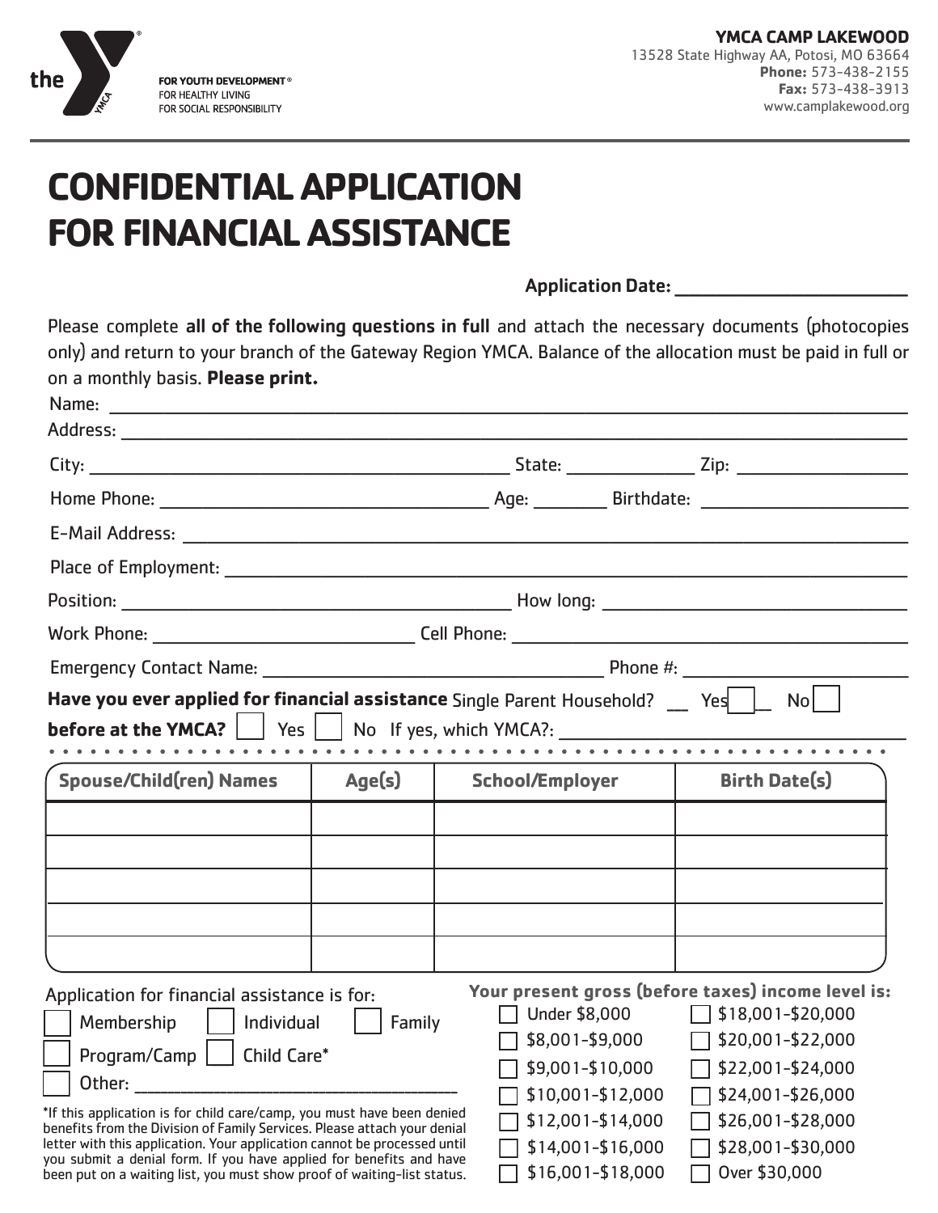the Y — FOR YOUTH DEVELOPMENT® FOR HEALTHY LIVING FOR SOCIAL RESPONSIBILITY

**YMCA CAMP LAKEWOOD**
13528 State Highway AA, Potosi, MO 63664
**Phone:** 573-438-2155
**Fax:** 573-438-3913
www.camplakewood.org

# CONFIDENTIAL APPLICATION FOR FINANCIAL ASSISTANCE

**Application Date:** ________________________

Please complete **all of the following questions in full** and attach the necessary documents (photocopies only) and return to your branch of the Gateway Region YMCA. Balance of the allocation must be paid in full or on a monthly basis. **Please print.**

Name: ____________________________________________

Address: ____________________________________________

City: ______________________ State: __________ Zip: ______________

Home Phone: ______________________ Age: ______ Birthdate: ______________

E-Mail Address: ____________________________________________

Place of Employment: ____________________________________________

Position: ______________________ How long: ______________________

Work Phone: ______________________ Cell Phone: ______________________

Emergency Contact Name: ______________________ Phone #: ______________________

**Have you ever applied for financial assistance before at the YMCA?** ☐ Yes ☐ No If yes, which YMCA?: ______________________

Single Parent Household? __ Yes ☐ __ No ☐

| Spouse/Child(ren) Names | Age(s) | School/Employer | Birth Date(s) |
|---|---|---|---|
| | | | |
| | | | |
| | | | |
| | | | |
| | | | |

Application for financial assistance is for:

☐ Membership ☐ Individual ☐ Family

☐ Program/Camp ☐ Child Care*

☐ Other: ______________________

*If this application is for child care/camp, you must have been denied benefits from the Division of Family Services. Please attach your denial letter with this application. Your application cannot be processed until you submit a denial form. If you have applied for benefits and have been put on a waiting list, you must show proof of waiting-list status.

**Your present gross (before taxes) income level is:**

☐ Under $8,000
☐ $8,001-$9,000
☐ $9,001-$10,000
☐ $10,001-$12,000
☐ $12,001-$14,000
☐ $14,001-$16,000
☐ $16,001-$18,000
☐ $18,001-$20,000
☐ $20,001-$22,000
☐ $22,001-$24,000
☐ $24,001-$26,000
☐ $26,001-$28,000
☐ $28,001-$30,000
☐ Over $30,000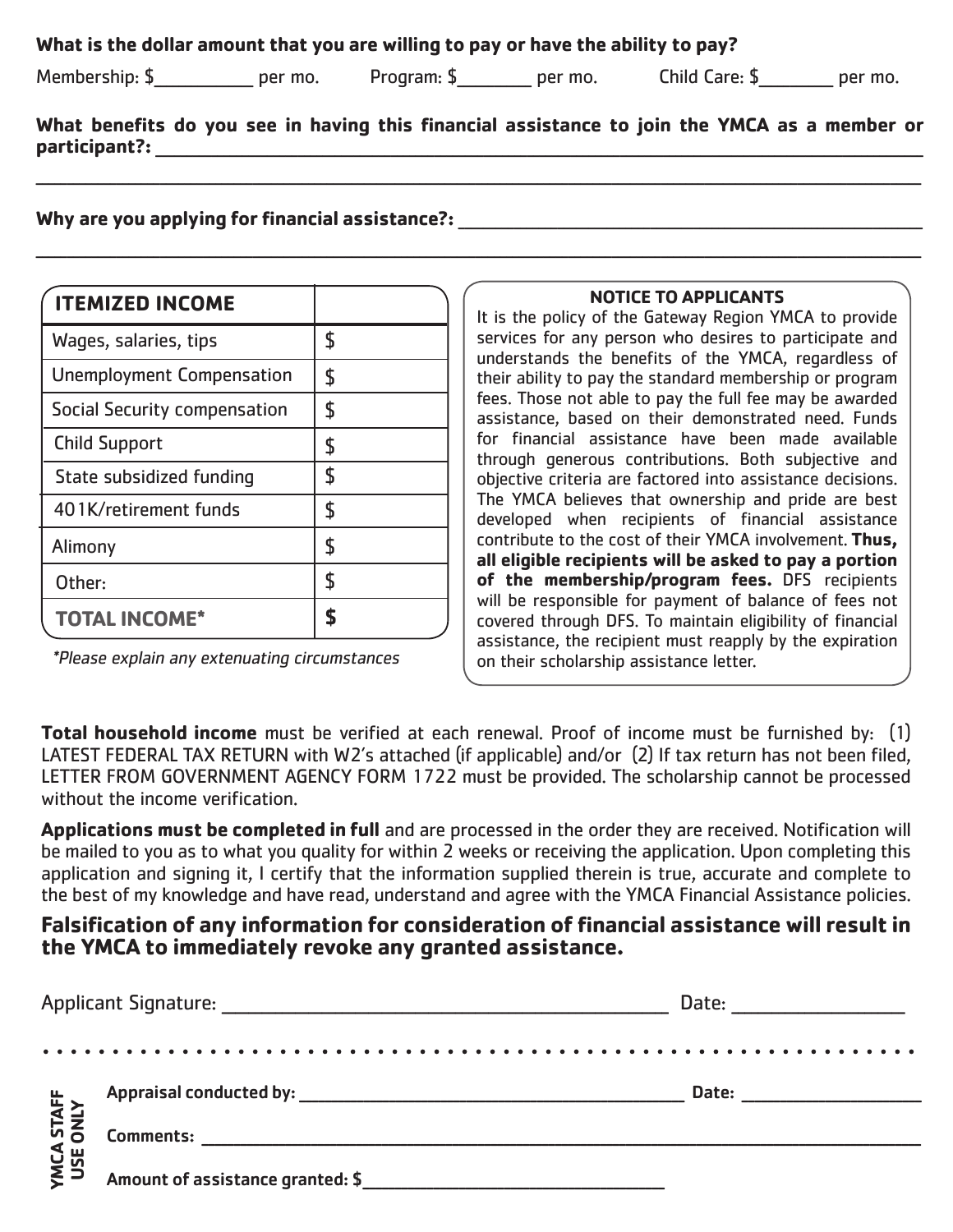**What is the dollar amount that you are willing to pay or have the ability to pay?**

Membership: $__________ per mo.  Program: $________ per mo.  Child Care: $________ per mo.

**What benefits do you see in having this financial assistance to join the YMCA as a member or participant?:** ______________________________________________

______________________________________________

**Why are you applying for financial assistance?:** ______________________________________________

______________________________________________

| **ITEMIZED INCOME** | |
|---|---|
| Wages, salaries, tips | $ |
| Unemployment Compensation | $ |
| Social Security compensation | $ |
| Child Support | $ |
| State subsidized funding | $ |
| 401K/retirement funds | $ |
| Alimony | $ |
| Other: | $ |
| **TOTAL INCOME*** | **$** |

*\*Please explain any extenuating circumstances*

**NOTICE TO APPLICANTS**

It is the policy of the Gateway Region YMCA to provide services for any person who desires to participate and understands the benefits of the YMCA, regardless of their ability to pay the standard membership or program fees. Those not able to pay the full fee may be awarded assistance, based on their demonstrated need. Funds for financial assistance have been made available through generous contributions. Both subjective and objective criteria are factored into assistance decisions. The YMCA believes that ownership and pride are best developed when recipients of financial assistance contribute to the cost of their YMCA involvement. **Thus, all eligible recipients will be asked to pay a portion of the membership/program fees.** DFS recipients will be responsible for payment of balance of fees not covered through DFS. To maintain eligibility of financial assistance, the recipient must reapply by the expiration on their scholarship assistance letter.

**Total household income** must be verified at each renewal. Proof of income must be furnished by: (1) LATEST FEDERAL TAX RETURN with W2's attached (if applicable) and/or (2) If tax return has not been filed, LETTER FROM GOVERNMENT AGENCY FORM 1722 must be provided. The scholarship cannot be processed without the income verification.

**Applications must be completed in full** and are processed in the order they are received. Notification will be mailed to you as to what you quality for within 2 weeks or receiving the application. Upon completing this application and signing it, I certify that the information supplied therein is true, accurate and complete to the best of my knowledge and have read, understand and agree with the YMCA Financial Assistance policies.

**Falsification of any information for consideration of financial assistance will result in the YMCA to immediately revoke any granted assistance.**

Applicant Signature: ________________________________ Date: ______________

**YMCA STAFF USE ONLY**

**Appraisal conducted by:** ________________________________ **Date:** ______________

**Comments:** ______________________________________________

**Amount of assistance granted: $**__________________________